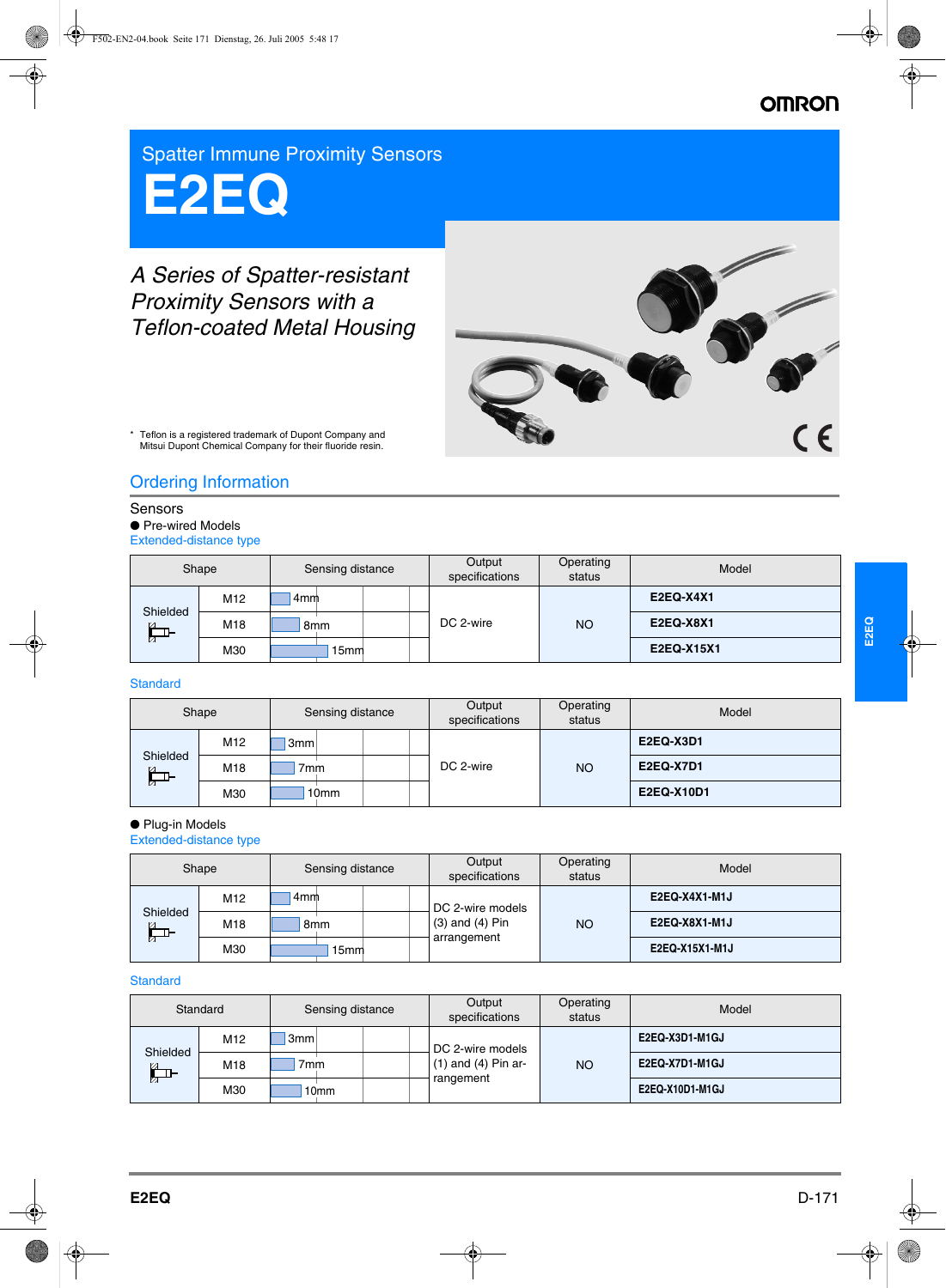# Spatter Immune Proximity Sensors

# E2EQ

*A Series of Spatter-resistant Proximity Sensors with a Teflon-coated Metal Housing*

\* Teflon is a registered trademark of Dupont Company and Mitsui Dupont Chemical Company for their fluoride resin.

## Ordering Information

### Sensors

● Pre-wired Models

Extended-distance type

| Shape | | Sensing distance | Output specifications | Operating status | Model |
|---|---|---|---|---|---|
| Shielded | M12 | 4mm | DC 2-wire | NO | **E2EQ-X4X1** |
| | M18 | 8mm | | | **E2EQ-X8X1** |
| | M30 | 15mm | | | **E2EQ-X15X1** |

Standard

| Shape | | Sensing distance | Output specifications | Operating status | Model |
|---|---|---|---|---|---|
| Shielded | M12 | 3mm | DC 2-wire | NO | **E2EQ-X3D1** |
| | M18 | 7mm | | | **E2EQ-X7D1** |
| | M30 | 10mm | | | **E2EQ-X10D1** |

● Plug-in Models

Extended-distance type

| Shape | | Sensing distance | Output specifications | Operating status | Model |
|---|---|---|---|---|---|
| Shielded | M12 | 4mm | DC 2-wire models (3) and (4) Pin arrangement | NO | **E2EQ-X4X1-M1J** |
| | M18 | 8mm | | | **E2EQ-X8X1-M1J** |
| | M30 | 15mm | | | **E2EQ-X15X1-M1J** |

Standard

| Standard | | Sensing distance | Output specifications | Operating status | Model |
|---|---|---|---|---|---|
| Shielded | M12 | 3mm | DC 2-wire models (1) and (4) Pin arrangement | NO | **E2EQ-X3D1-M1GJ** |
| | M18 | 7mm | | | **E2EQ-X7D1-M1GJ** |
| | M30 | 10mm | | | **E2EQ-X10D1-M1GJ** |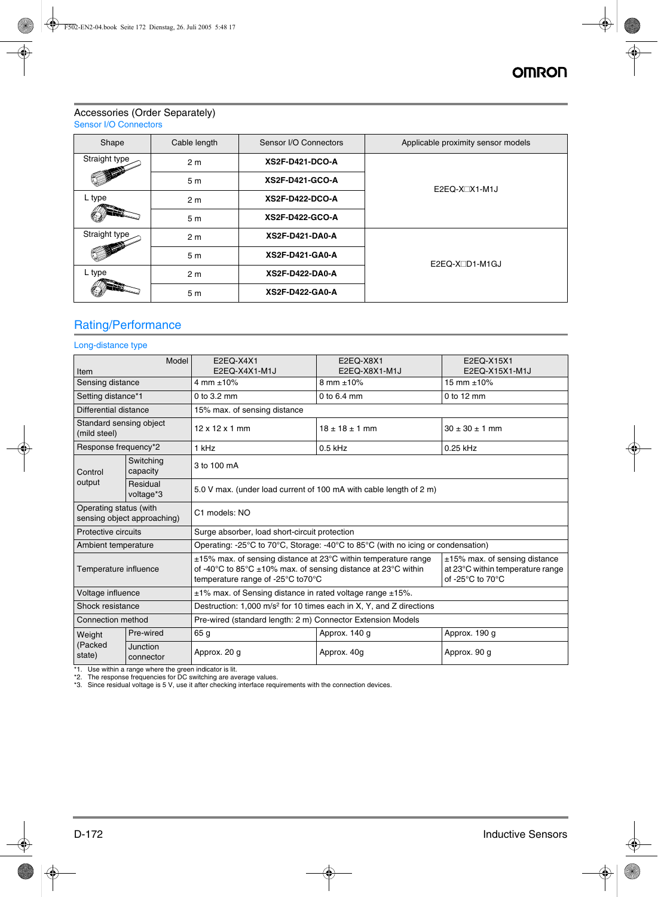## Accessories (Order Separately)

### Sensor I/O Connectors

| Shape | Cable length | Sensor I/O Connectors | Applicable proximity sensor models |
|---|---|---|---|
| Straight type | 2 m | **XS2F-D421-DCO-A** | E2EQ-X□X1-M1J |
| | 5 m | **XS2F-D421-GCO-A** | |
| L type | 2 m | **XS2F-D422-DCO-A** | |
| | 5 m | **XS2F-D422-GCO-A** | |
| Straight type | 2 m | **XS2F-D421-DA0-A** | E2EQ-X□D1-M1GJ |
| | 5 m | **XS2F-D421-GA0-A** | |
| L type | 2 m | **XS2F-D422-DA0-A** | |
| | 5 m | **XS2F-D422-GA0-A** | |

## Rating/Performance

### Long-distance type

| Item | | E2EQ-X4X1 E2EQ-X4X1-M1J | E2EQ-X8X1 E2EQ-X8X1-M1J | E2EQ-X15X1 E2EQ-X15X1-M1J |
|---|---|---|---|---|
| Sensing distance | | 4 mm ±10% | 8 mm ±10% | 15 mm ±10% |
| Setting distance*1 | | 0 to 3.2 mm | 0 to 6.4 mm | 0 to 12 mm |
| Differential distance | | 15% max. of sensing distance | | |
| Standard sensing object (mild steel) | | 12 x 12 x 1 mm | 18 ± 18 ± 1 mm | 30 ± 30 ± 1 mm |
| Response frequency*2 | | 1 kHz | 0.5 kHz | 0.25 kHz |
| Control output | Switching capacity | 3 to 100 mA | | |
| | Residual voltage*3 | 5.0 V max. (under load current of 100 mA with cable length of 2 m) | | |
| Operating status (with sensing object approaching) | | C1 models: NO | | |
| Protective circuits | | Surge absorber, load short-circuit protection | | |
| Ambient temperature | | Operating: -25°C to 70°C, Storage: -40°C to 85°C (with no icing or condensation) | | |
| Temperature influence | | ±15% max. of sensing distance at 23°C within temperature range of -40°C to 85°C ±10% max. of sensing distance at 23°C within temperature range of -25°C to70°C | | ±15% max. of sensing distance at 23°C within temperature range of -25°C to 70°C |
| Voltage influence | | ±1% max. of Sensing distance in rated voltage range ±15%. | | |
| Shock resistance | | Destruction: 1,000 m/s² for 10 times each in X, Y, and Z directions | | |
| Connection method | | Pre-wired (standard length: 2 m) Connector Extension Models | | |
| Weight (Packed state) | Pre-wired | 65 g | Approx. 140 g | Approx. 190 g |
| | Junction connector | Approx. 20 g | Approx. 40g | Approx. 90 g |

*1. Use within a range where the green indicator is lit.
*2. The response frequencies for DC switching are average values.
*3. Since residual voltage is 5 V, use it after checking interface requirements with the connection devices.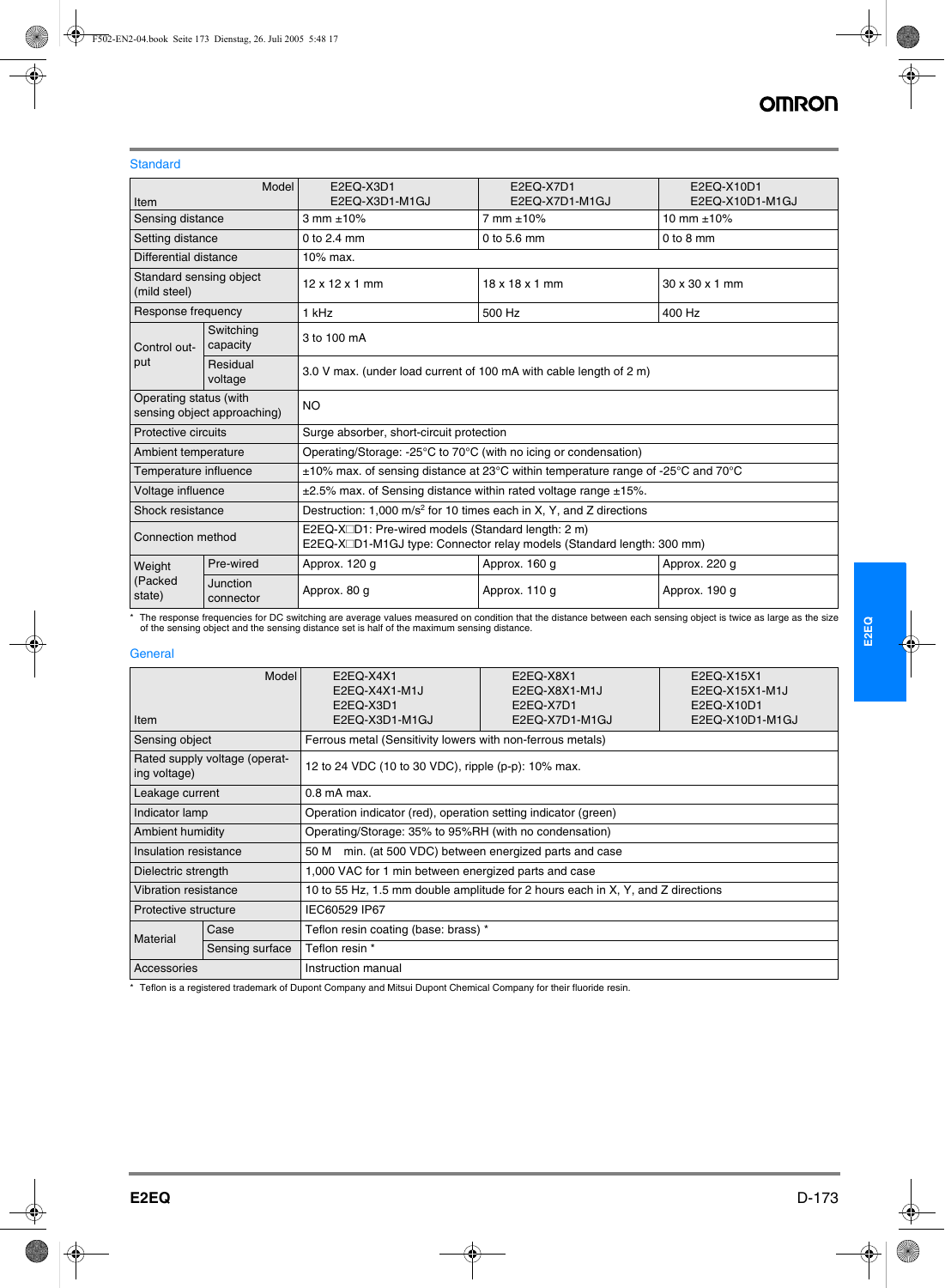## Standard

| Item \ Model | | E2EQ-X3D1<br>E2EQ-X3D1-M1GJ | E2EQ-X7D1<br>E2EQ-X7D1-M1GJ | E2EQ-X10D1<br>E2EQ-X10D1-M1GJ |
|---|---|---|---|---|
| Sensing distance | | 3 mm ±10% | 7 mm ±10% | 10 mm ±10% |
| Setting distance | | 0 to 2.4 mm | 0 to 5.6 mm | 0 to 8 mm |
| Differential distance | | 10% max. | | |
| Standard sensing object (mild steel) | | 12 x 12 x 1 mm | 18 x 18 x 1 mm | 30 x 30 x 1 mm |
| Response frequency | | 1 kHz | 500 Hz | 400 Hz |
| Control output | Switching capacity | 3 to 100 mA | | |
| | Residual voltage | 3.0 V max. (under load current of 100 mA with cable length of 2 m) | | |
| Operating status (with sensing object approaching) | | NO | | |
| Protective circuits | | Surge absorber, short-circuit protection | | |
| Ambient temperature | | Operating/Storage: -25°C to 70°C (with no icing or condensation) | | |
| Temperature influence | | ±10% max. of sensing distance at 23°C within temperature range of -25°C and 70°C | | |
| Voltage influence | | ±2.5% max. of Sensing distance within rated voltage range ±15%. | | |
| Shock resistance | | Destruction: 1,000 m/s² for 10 times each in X, Y, and Z directions | | |
| Connection method | | E2EQ-X□D1: Pre-wired models (Standard length: 2 m)<br>E2EQ-X□D1-M1GJ type: Connector relay models (Standard length: 300 mm) | | |
| Weight (Packed state) | Pre-wired | Approx. 120 g | Approx. 160 g | Approx. 220 g |
| | Junction connector | Approx. 80 g | Approx. 110 g | Approx. 190 g |

\* The response frequencies for DC switching are average values measured on condition that the distance between each sensing object is twice as large as the size of the sensing object and the sensing distance set is half of the maximum sensing distance.

## General

| Item \ Model | | E2EQ-X4X1<br>E2EQ-X4X1-M1J<br>E2EQ-X3D1<br>E2EQ-X3D1-M1GJ | E2EQ-X8X1<br>E2EQ-X8X1-M1J<br>E2EQ-X7D1<br>E2EQ-X7D1-M1GJ | E2EQ-X15X1<br>E2EQ-X15X1-M1J<br>E2EQ-X10D1<br>E2EQ-X10D1-M1GJ |
|---|---|---|---|---|
| Sensing object | | Ferrous metal (Sensitivity lowers with non-ferrous metals) | | |
| Rated supply voltage (operating voltage) | | 12 to 24 VDC (10 to 30 VDC), ripple (p-p): 10% max. | | |
| Leakage current | | 0.8 mA max. | | |
| Indicator lamp | | Operation indicator (red), operation setting indicator (green) | | |
| Ambient humidity | | Operating/Storage: 35% to 95%RH (with no condensation) | | |
| Insulation resistance | | 50 M min. (at 500 VDC) between energized parts and case | | |
| Dielectric strength | | 1,000 VAC for 1 min between energized parts and case | | |
| Vibration resistance | | 10 to 55 Hz, 1.5 mm double amplitude for 2 hours each in X, Y, and Z directions | | |
| Protective structure | | IEC60529 IP67 | | |
| Material | Case | Teflon resin coating (base: brass) * | | |
| | Sensing surface | Teflon resin * | | |
| Accessories | | Instruction manual | | |

\* Teflon is a registered trademark of Dupont Company and Mitsui Dupont Chemical Company for their fluoride resin.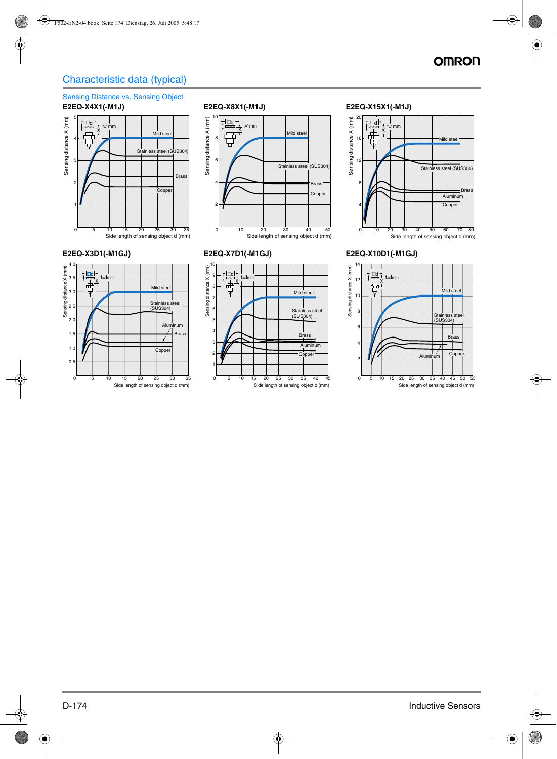## Characteristic data (typical)

### Sensing Distance vs. Sensing Object

**E2EQ-X4X1(-M1J)**

Sensing distance X (mm) vs. Side length of sensing object d (mm); t=1mm. Curves: Mild steel, Stainless steel (SUS304), Brass, Copper.

**E2EQ-X8X1(-M1J)**

Sensing distance X (mm) vs. Side length of sensing object d (mm); t=1mm. Curves: Mild steel, Stainless steel (SUS304), Brass, Copper.

**E2EQ-X15X1(-M1J)**

Sensing distance X (mm) vs. Side length of sensing object d (mm); t=1mm. Curves: Mild steel, Stainless steel (SUS304), Brass, Aluminum, Copper.

**E2EQ-X3D1(-M1GJ)**

Sensing distance X (mm) vs. Side length of sensing object d (mm); t=1mm. Curves: Mild steel, Stainless steel (SUS304), Aluminum, Brass, Copper.

**E2EQ-X7D1(-M1GJ)**

Sensing distance X (mm) vs. Side length of sensing object d (mm); t=1mm. Curves: Mild steel, Stainless steel (SUS304), Brass, Aluminum, Copper.

**E2EQ-X10D1(-M1GJ)**

Sensing distance X (mm) vs. Side length of sensing object d (mm); t=1mm. Curves: Mild steel, Stainless steel (SUS304), Brass, Aluminum, Copper.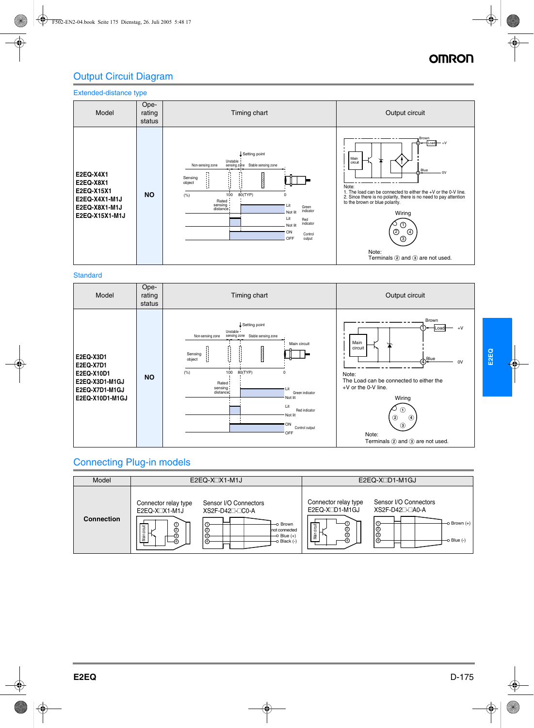## Output Circuit Diagram

### Extended-distance type

| Model | Operating status | Timing chart | Output circuit |
|---|---|---|---|
| E2EQ-X4X1<br>E2EQ-X8X1<br>E2EQ-X15X1<br>E2EQ-X4X1-M1J<br>E2EQ-X8X1-M1J<br>E2EQ-X15X1-M1J | NO | Setting point<br>Non-sensing zone / Unstable sensing zone / Stable sensing zone<br>Sensing object<br>(%) 100 80(TYP) 0<br>Rated sensing distance<br>Green indicator: Lit / Not lit<br>Red indicator: Lit / Not lit<br>Control output: ON / OFF | Brown, Load, +V, Main circuit, Blue, 0V<br>Note:<br>1. The load can be connected to either the +V or the 0-V line.<br>2. Since there is no polarity, there is no need to pay attention to the brown or blue polarity.<br>Wiring ① ② ③ ④<br>Note:<br>Terminals ② and ③ are not used. |

### Standard

| Model | Operating status | Timing chart | Output circuit |
|---|---|---|---|
| E2EQ-X3D1<br>E2EQ-X7D1<br>E2EQ-X10D1<br>E2EQ-X3D1-M1GJ<br>E2EQ-X7D1-M1GJ<br>E2EQ-X10D1-M1GJ | NO | Setting point<br>Non-sensing zone / Unstable sensing zone / Stable sensing zone<br>Main circuit<br>Sensing object<br>(%) 100 80(TYP) 0<br>Rated sensing distance<br>Green indicator: Lit / Not lit<br>Red indicator: Lit / Not lit<br>Control output: ON / OFF | Brown ①, Load, +V, Main circuit, Blue ④, 0V<br>Note:<br>The Load can be connected to either the +V or the 0-V line.<br>Wiring ① ② ③ ④<br>Note:<br>Terminals ② and ③ are not used. |

## Connecting Plug-in models

| Model | E2EQ-X□X1-M1J | E2EQ-X□D1-M1GJ |
|---|---|---|
| **Connection** | Connector relay type E2EQ-X□X1-M1J (Main circuit ① ② ③ ④)<br>Sensor I/O Connectors XS2F-D42□-□C0-A (① Brown, ② not connected, ③ Blue (+), ④ Black (-)) | Connector relay type E2EQ-X□D1-M1GJ (Main circuit ① ② ③ ④)<br>Sensor I/O Connectors XS2F-D42□-□A0-A (① Brown (+), ④ Blue (-)) |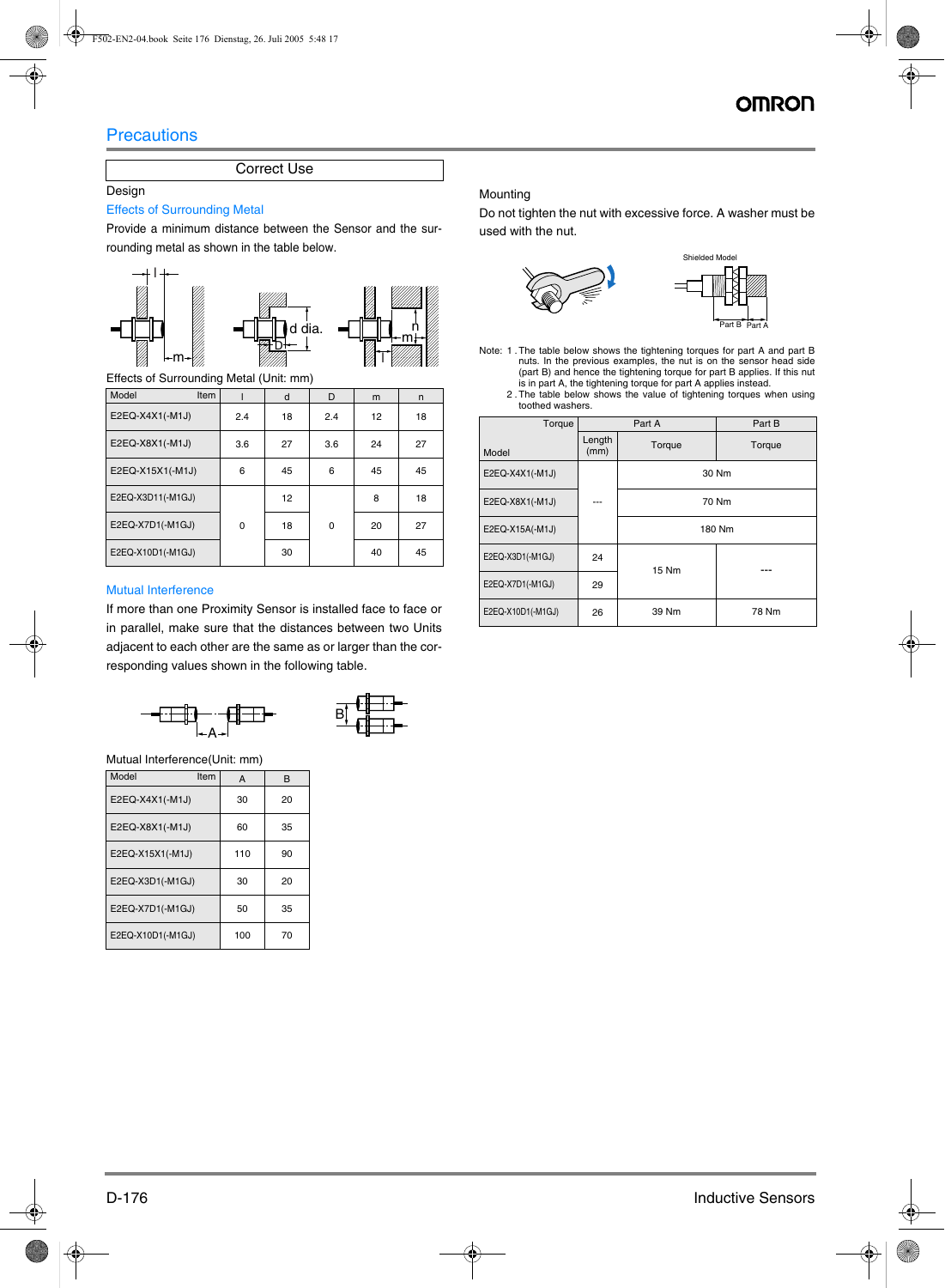# Precautions

## Correct Use

### Design

**Effects of Surrounding Metal**

Provide a minimum distance between the Sensor and the surrounding metal as shown in the table below.

Effects of Surrounding Metal (Unit: mm)

| Model / Item | l | d | D | m | n |
|---|---|---|---|---|---|
| E2EQ-X4X1(-M1J) | 2.4 | 18 | 2.4 | 12 | 18 |
| E2EQ-X8X1(-M1J) | 3.6 | 27 | 3.6 | 24 | 27 |
| E2EQ-X15X1(-M1J) | 6 | 45 | 6 | 45 | 45 |
| E2EQ-X3D11(-M1GJ) | 0 | 12 | 0 | 8 | 18 |
| E2EQ-X7D1(-M1GJ) | 0 | 18 | 0 | 20 | 27 |
| E2EQ-X10D1(-M1GJ) | 0 | 30 | 0 | 40 | 45 |

**Mutual Interference**

If more than one Proximity Sensor is installed face to face or in parallel, make sure that the distances between two Units adjacent to each other are the same as or larger than the corresponding values shown in the following table.

Mutual Interference(Unit: mm)

| Model / Item | A | B |
|---|---|---|
| E2EQ-X4X1(-M1J) | 30 | 20 |
| E2EQ-X8X1(-M1J) | 60 | 35 |
| E2EQ-X15X1(-M1J) | 110 | 90 |
| E2EQ-X3D1(-M1GJ) | 30 | 20 |
| E2EQ-X7D1(-M1GJ) | 50 | 35 |
| E2EQ-X10D1(-M1GJ) | 100 | 70 |

### Mounting

Do not tighten the nut with excessive force. A washer must be used with the nut.

Shielded Model

Part B  Part A

Note: 1. The table below shows the tightening torques for part A and part B nuts. In the previous examples, the nut is on the sensor head side (part B) and hence the tightening torque for part B applies. If this nut is in part A, the tightening torque for part A applies instead.

2. The table below shows the value of tightening torques when using toothed washers.

| Model / Torque | Part A | | Part B |
|---|---|---|---|
| | Length (mm) | Torque | Torque |
| E2EQ-X4X1(-M1J) | --- | 30 Nm | |
| E2EQ-X8X1(-M1J) | --- | 70 Nm | |
| E2EQ-X15A(-M1J) | --- | 180 Nm | |
| E2EQ-X3D1(-M1GJ) | 24 | 15 Nm | --- |
| E2EQ-X7D1(-M1GJ) | 29 | 15 Nm | --- |
| E2EQ-X10D1(-M1GJ) | 26 | 39 Nm | 78 Nm |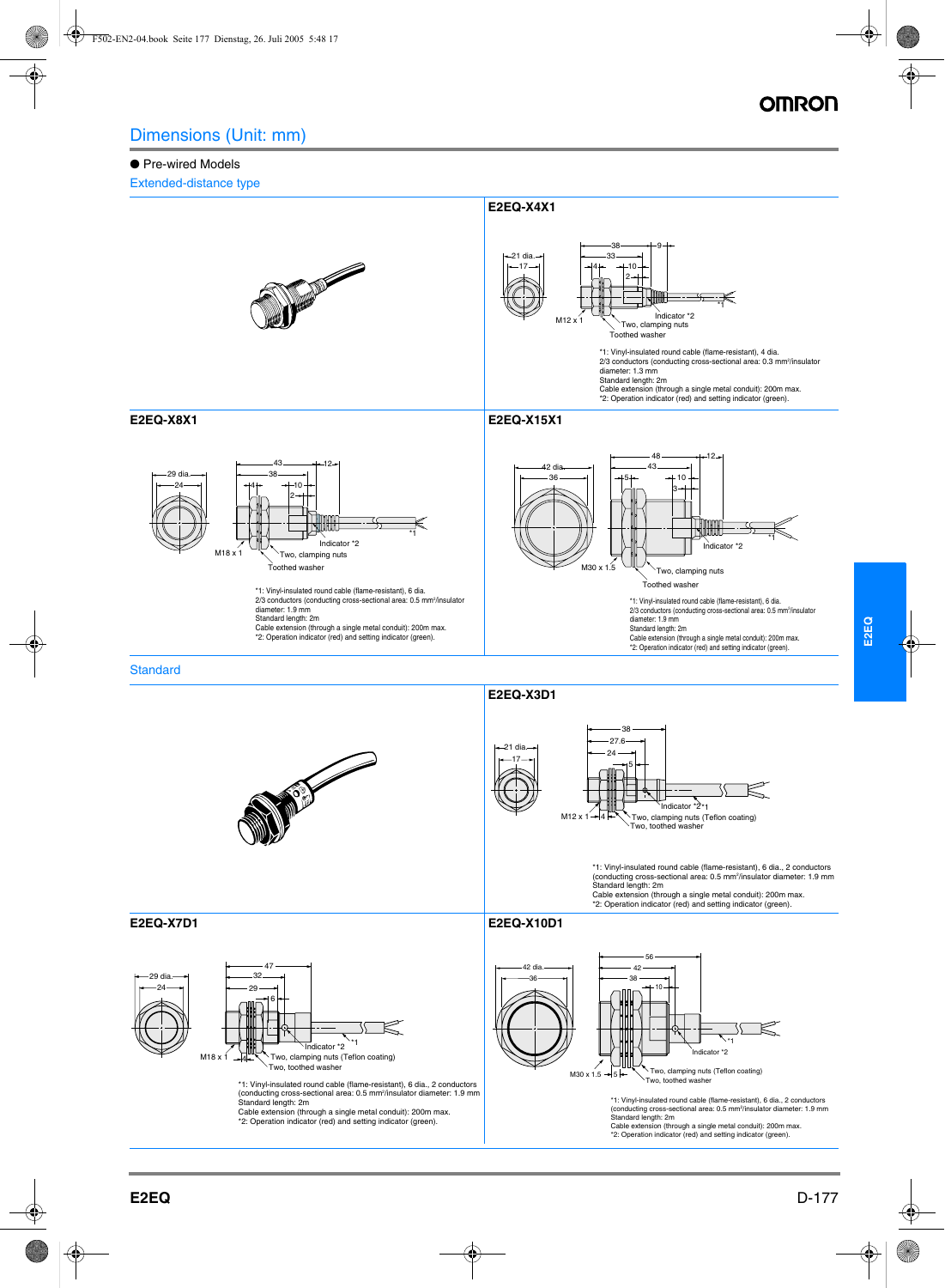## Dimensions (Unit: mm)

● Pre-wired Models

### Extended-distance type

#### E2EQ-X4X1

21 dia.
17
38
33
9
4
10
2
M12 x 1
Indicator *2
Two, clamping nuts
Toothed washer
*1

*1: Vinyl-insulated round cable (flame-resistant), 4 dia.
2/3 conductors (conducting cross-sectional area: 0.3 mm²/insulator diameter: 1.3 mm
Standard length: 2m
Cable extension (through a single metal conduit): 200m max.
*2: Operation indicator (red) and setting indicator (green).

#### E2EQ-X8X1

29 dia.
24
43
38
12
4
10
2
M18 x 1
Indicator *2
Two, clamping nuts
Toothed washer
*1

*1: Vinyl-insulated round cable (flame-resistant), 6 dia.
2/3 conductors (conducting cross-sectional area: 0.5 mm²/insulator diameter: 1.9 mm
Standard length: 2m
Cable extension (through a single metal conduit): 200m max.
*2: Operation indicator (red) and setting indicator (green).

#### E2EQ-X15X1

42 dia.
36
48
43
12
5
10
3
M30 x 1.5
Indicator *2
Two, clamping nuts
Toothed washer
*1

*1: Vinyl-insulated round cable (flame-resistant), 6 dia.
2/3 conductors (conducting cross-sectional area: 0.5 mm²/insulator diameter: 1.9 mm
Standard length: 2m
Cable extension (through a single metal conduit): 200m max.
*2: Operation indicator (red) and setting indicator (green).

### Standard

#### E2EQ-X3D1

21 dia.
17
38
27.6
24
5
M12 x 1
4
Indicator *2
*1
Two, clamping nuts (Teflon coating)
Two, toothed washer

*1: Vinyl-insulated round cable (flame-resistant), 6 dia., 2 conductors (conducting cross-sectional area: 0.5 mm²/insulator diameter: 1.9 mm
Standard length: 2m
Cable extension (through a single metal conduit): 200m max.
*2: Operation indicator (red) and setting indicator (green).

#### E2EQ-X7D1

29 dia.
24
47
32
29
6
M18 x 1
4
Indicator *2
*1
Two, clamping nuts (Teflon coating)
Two, toothed washer

*1: Vinyl-insulated round cable (flame-resistant), 6 dia., 2 conductors (conducting cross-sectional area: 0.5 mm²/insulator diameter: 1.9 mm
Standard length: 2m
Cable extension (through a single metal conduit): 200m max.
*2: Operation indicator (red) and setting indicator (green).

#### E2EQ-X10D1

42 dia.
36
56
42
38
10
M30 x 1.5
5
Indicator *2
*1
Two, clamping nuts (Teflon coating)
Two, toothed washer

*1: Vinyl-insulated round cable (flame-resistant), 6 dia., 2 conductors (conducting cross-sectional area: 0.5 mm²/insulator diameter: 1.9 mm
Standard length: 2m
Cable extension (through a single metal conduit): 200m max.
*2: Operation indicator (red) and setting indicator (green).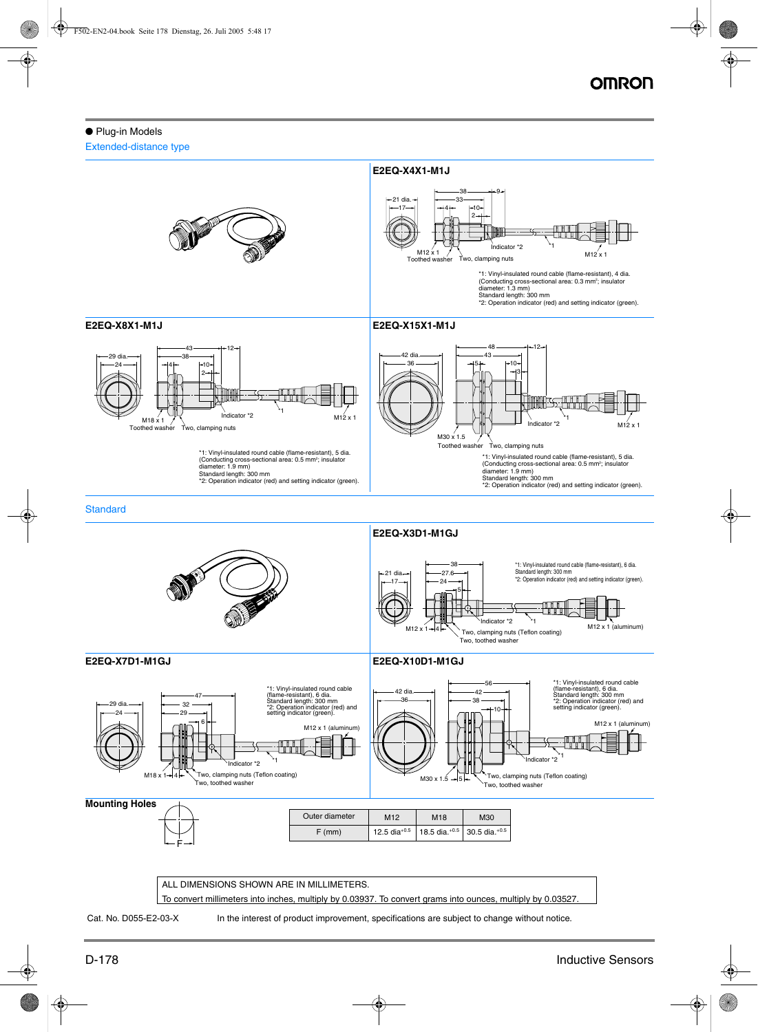● Plug-in Models

Extended-distance type

**E2EQ-X4X1-M1J**

21 dia.
17
38
33
4
10
2
9
M12 x 1
Toothed washer
Two, clamping nuts
Indicator *2
*1
M12 x 1

*1: Vinyl-insulated round cable (flame-resistant), 4 dia. (Conducting cross-sectional area: 0.3 mm²; insulator diameter: 1.3 mm)
Standard length: 300 mm
*2: Operation indicator (red) and setting indicator (green).

**E2EQ-X8X1-M1J**

29 dia.
24
43
38
4
10
2
12
M18 x 1
Toothed washer
Two, clamping nuts
Indicator *2
*1
M12 x 1

*1: Vinyl-insulated round cable (flame-resistant), 5 dia. (Conducting cross-sectional area: 0.5 mm²; insulator diameter: 1.9 mm)
Standard length: 300 mm
*2: Operation indicator (red) and setting indicator (green).

**E2EQ-X15X1-M1J**

42 dia.
36
48
43
5
10
3
12
M30 x 1.5
Toothed washer
Two, clamping nuts
Indicator *2
*1
M12 x 1

*1: Vinyl-insulated round cable (flame-resistant), 5 dia. (Conducting cross-sectional area: 0.5 mm²; insulator diameter: 1.9 mm)
Standard length: 300 mm
*2: Operation indicator (red) and setting indicator (green).

Standard

**E2EQ-X3D1-M1GJ**

21 dia.
17
38
27.6
24
5
M12 x 1
4
Indicator *2
*1
Two, clamping nuts (Teflon coating)
Two, toothed washer
M12 x 1 (aluminum)

*1: Vinyl-insulated round cable (flame-resistant), 6 dia.
Standard length: 300 mm
*2: Operation indicator (red) and setting indicator (green).

**E2EQ-X7D1-M1GJ**

29 dia.
24
47
32
29
6
M18 x 1
4
Indicator *2
*1
Two, clamping nuts (Teflon coating)
Two, toothed washer
M12 x 1 (aluminum)

*1: Vinyl-insulated round cable (flame-resistant), 6 dia.
Standard length: 300 mm
*2: Operation indicator (red) and setting indicator (green).

**E2EQ-X10D1-M1GJ**

42 dia.
36
56
42
38
10
M30 x 1.5
5
Indicator *2
*1
Two, clamping nuts (Teflon coating)
Two, toothed washer
M12 x 1 (aluminum)

*1: Vinyl-insulated round cable (flame-resistant), 6 dia.
Standard length: 300 mm
*2: Operation indicator (red) and setting indicator (green).

**Mounting Holes**

F

| Outer diameter | M12 | M18 | M30 |
|---|---|---|---|
| F (mm) | 12.5 dia$^{+0.5}$ | 18.5 dia.$^{+0.5}$ | 30.5 dia.$^{+0.5}$ |

ALL DIMENSIONS SHOWN ARE IN MILLIMETERS.
To convert millimeters into inches, multiply by 0.03937. To convert grams into ounces, multiply by 0.03527.

Cat. No. D055-E2-03-X

In the interest of product improvement, specifications are subject to change without notice.